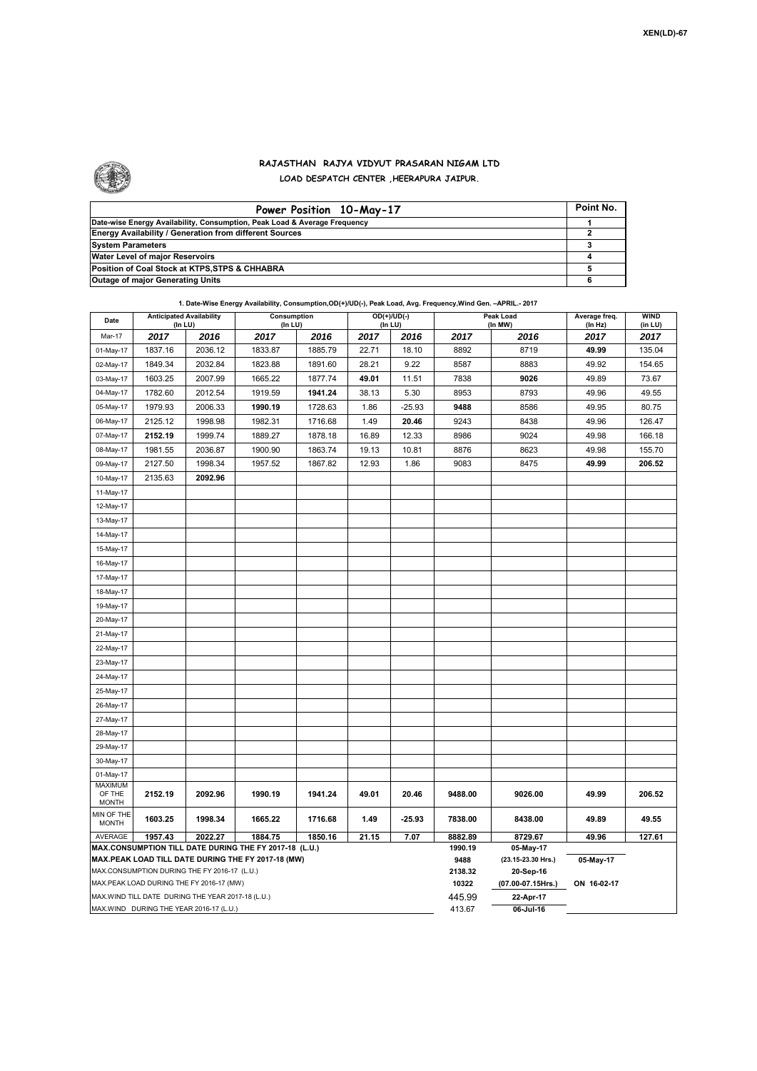XEN(LD)-67

# RAJASTHAN RAJYA VIDYUT PRASARAN NIGAM LTD

## LOAD DESPATCH CENTER ,HEERAPURA JAIPUR.

| Power Position 10-May-17 | Point No. |
|---|---|
| Date-wise Energy Availability, Consumption, Peak Load & Average Frequency | 1 |
| Energy Availability / Generation from different Sources | 2 |
| System Parameters | 3 |
| Water Level of major Reservoirs | 4 |
| Position of Coal Stock at KTPS,STPS & CHHABRA | 5 |
| Outage of major Generating Units | 6 |

**1. Date-Wise Energy Availability, Consumption,OD(+)/UD(-), Peak Load, Avg. Frequency,Wind Gen. –APRIL.- 2017**

| Date | Anticipated Availability (In LU) | | Consumption (In LU) | | OD(+)/UD(-) (In LU) | | Peak Load (In MW) | | Average freq. (In Hz) | WIND (in LU) |
|---|---|---|---|---|---|---|---|---|---|---|
| Mar-17 | 2017 | 2016 | 2017 | 2016 | 2017 | 2016 | 2017 | 2016 | 2017 | 2017 |
| 01-May-17 | 1837.16 | 2036.12 | 1833.87 | 1885.79 | 22.71 | 18.10 | 8892 | 8719 | 49.99 | 135.04 |
| 02-May-17 | 1849.34 | 2032.84 | 1823.88 | 1891.60 | 28.21 | 9.22 | 8587 | 8883 | 49.92 | 154.65 |
| 03-May-17 | 1603.25 | 2007.99 | 1665.22 | 1877.74 | 49.01 | 11.51 | 7838 | 9026 | 49.89 | 73.67 |
| 04-May-17 | 1782.60 | 2012.54 | 1919.59 | 1941.24 | 38.13 | 5.30 | 8953 | 8793 | 49.96 | 49.55 |
| 05-May-17 | 1979.93 | 2006.33 | 1990.19 | 1728.63 | 1.86 | -25.93 | 9488 | 8586 | 49.95 | 80.75 |
| 06-May-17 | 2125.12 | 1998.98 | 1982.31 | 1716.68 | 1.49 | 20.46 | 9243 | 8438 | 49.96 | 126.47 |
| 07-May-17 | 2152.19 | 1999.74 | 1889.27 | 1878.18 | 16.89 | 12.33 | 8986 | 9024 | 49.98 | 166.18 |
| 08-May-17 | 1981.55 | 2036.87 | 1900.90 | 1863.74 | 19.13 | 10.81 | 8876 | 8623 | 49.98 | 155.70 |
| 09-May-17 | 2127.50 | 1998.34 | 1957.52 | 1867.82 | 12.93 | 1.86 | 9083 | 8475 | 49.99 | 206.52 |
| 10-May-17 | 2135.63 | 2092.96 | | | | | | | | |
| 11-May-17 | | | | | | | | | | |
| 12-May-17 | | | | | | | | | | |
| 13-May-17 | | | | | | | | | | |
| 14-May-17 | | | | | | | | | | |
| 15-May-17 | | | | | | | | | | |
| 16-May-17 | | | | | | | | | | |
| 17-May-17 | | | | | | | | | | |
| 18-May-17 | | | | | | | | | | |
| 19-May-17 | | | | | | | | | | |
| 20-May-17 | | | | | | | | | | |
| 21-May-17 | | | | | | | | | | |
| 22-May-17 | | | | | | | | | | |
| 23-May-17 | | | | | | | | | | |
| 24-May-17 | | | | | | | | | | |
| 25-May-17 | | | | | | | | | | |
| 26-May-17 | | | | | | | | | | |
| 27-May-17 | | | | | | | | | | |
| 28-May-17 | | | | | | | | | | |
| 29-May-17 | | | | | | | | | | |
| 30-May-17 | | | | | | | | | | |
| 01-May-17 | | | | | | | | | | |
| MAXIMUM OF THE MONTH | 2152.19 | 2092.96 | 1990.19 | 1941.24 | 49.01 | 20.46 | 9488.00 | 9026.00 | 49.99 | 206.52 |
| MIN OF THE MONTH | 1603.25 | 1998.34 | 1665.22 | 1716.68 | 1.49 | -25.93 | 7838.00 | 8438.00 | 49.89 | 49.55 |
| AVERAGE | 1957.43 | 2022.27 | 1884.75 | 1850.16 | 21.15 | 7.07 | 8882.89 | 8729.67 | 49.96 | 127.61 |
| MAX.CONSUMPTION TILL DATE DURING THE FY 2017-18 (L.U.) | | | | | | | 1990.19 | 05-May-17 | | |
| MAX.PEAK LOAD TILL DATE DURING THE FY 2017-18 (MW) | | | | | | | 9488 | (23.15-23.30 Hrs.) | 05-May-17 | |
| MAX.CONSUMPTION DURING THE FY 2016-17 (L.U.) | | | | | | | 2138.32 | 20-Sep-16 | | |
| MAX.PEAK LOAD DURING THE FY 2016-17 (MW) | | | | | | | 10322 | (07.00-07.15Hrs.) | ON 16-02-17 | |
| MAX.WIND TILL DATE DURING THE YEAR 2017-18 (L.U.) | | | | | | | 445.99 | 22-Apr-17 | | |
| MAX.WIND DURING THE YEAR 2016-17 (L.U.) | | | | | | | 413.67 | 06-Jul-16 | | |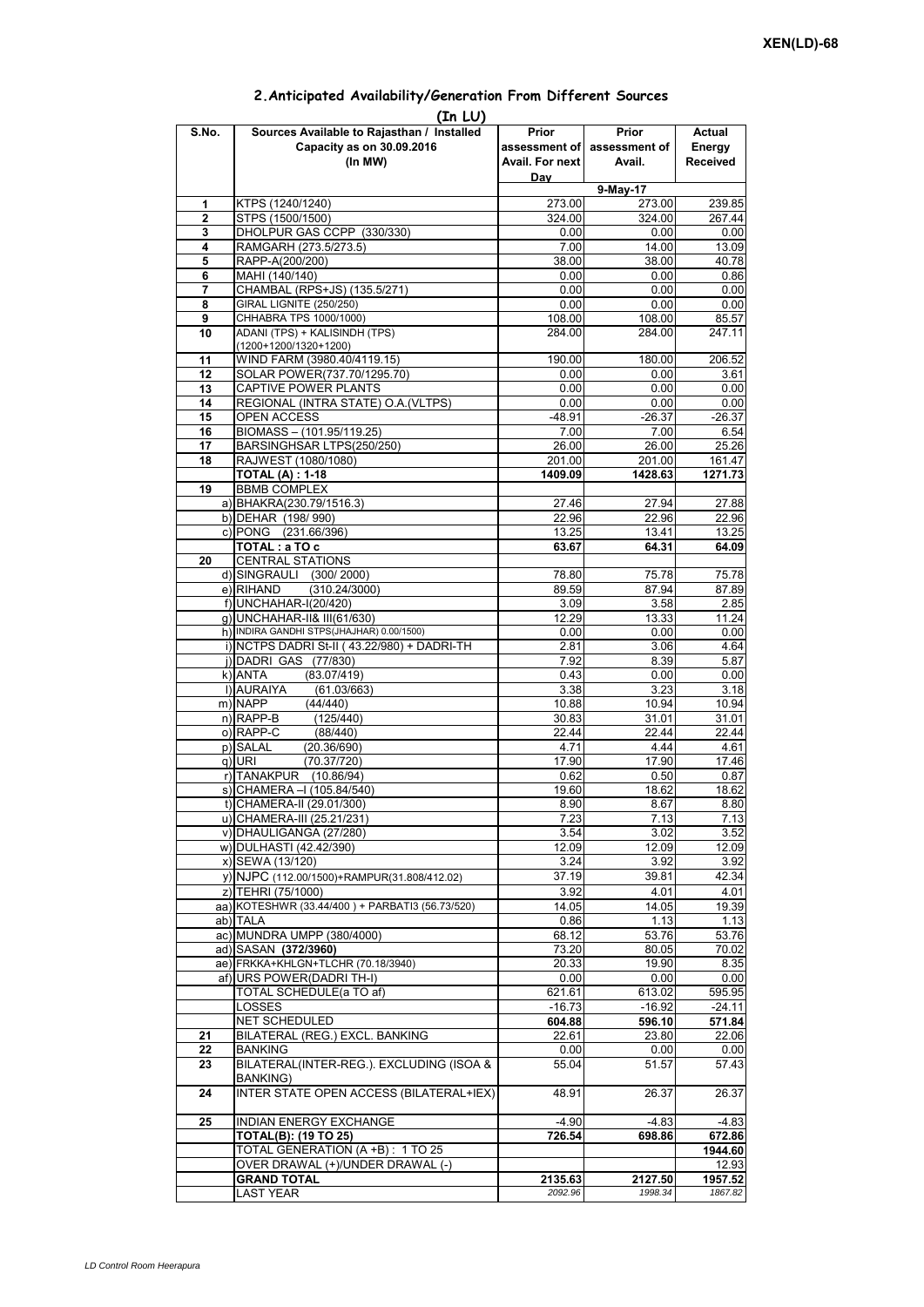XEN(LD)-68

## 2.Anticipated Availability/Generation From Different Sources

(In LU)

| S.No. | Sources Available to Rajasthan / Installed Capacity as on 30.09.2016 (In MW) | Prior assessment of Avail. For next Day | Prior assessment of Avail. | Actual Energy Received |
|---|---|---|---|---|
| | | 9-May-17 | | |
| 1 | KTPS (1240/1240) | 273.00 | 273.00 | 239.85 |
| 2 | STPS (1500/1500) | 324.00 | 324.00 | 267.44 |
| 3 | DHOLPUR GAS CCPP (330/330) | 0.00 | 0.00 | 0.00 |
| 4 | RAMGARH (273.5/273.5) | 7.00 | 14.00 | 13.09 |
| 5 | RAPP-A(200/200) | 38.00 | 38.00 | 40.78 |
| 6 | MAHI (140/140) | 0.00 | 0.00 | 0.86 |
| 7 | CHAMBAL (RPS+JS) (135.5/271) | 0.00 | 0.00 | 0.00 |
| 8 | GIRAL LIGNITE (250/250) | 0.00 | 0.00 | 0.00 |
| 9 | CHHABRA TPS 1000/1000) | 108.00 | 108.00 | 85.57 |
| 10 | ADANI (TPS) + KALISINDH (TPS) (1200+1200/1320+1200) | 284.00 | 284.00 | 247.11 |
| 11 | WIND FARM (3980.40/4119.15) | 190.00 | 180.00 | 206.52 |
| 12 | SOLAR POWER(737.70/1295.70) | 0.00 | 0.00 | 3.61 |
| 13 | CAPTIVE POWER PLANTS | 0.00 | 0.00 | 0.00 |
| 14 | REGIONAL (INTRA STATE) O.A.(VLTPS) | 0.00 | 0.00 | 0.00 |
| 15 | OPEN ACCESS | -48.91 | -26.37 | -26.37 |
| 16 | BIOMASS – (101.95/119.25) | 7.00 | 7.00 | 6.54 |
| 17 | BARSINGHSAR LTPS(250/250) | 26.00 | 26.00 | 25.26 |
| 18 | RAJWEST (1080/1080) | 201.00 | 201.00 | 161.47 |
| | **TOTAL (A) : 1-18** | **1409.09** | **1428.63** | **1271.73** |
| 19 | BBMB COMPLEX | | | |
| | a) BHAKRA(230.79/1516.3) | 27.46 | 27.94 | 27.88 |
| | b) DEHAR (198/ 990) | 22.96 | 22.96 | 22.96 |
| | c) PONG (231.66/396) | 13.25 | 13.41 | 13.25 |
| | **TOTAL : a TO c** | **63.67** | **64.31** | **64.09** |
| 20 | CENTRAL STATIONS | | | |
| | d) SINGRAULI (300/ 2000) | 78.80 | 75.78 | 75.78 |
| | e) RIHAND (310.24/3000) | 89.59 | 87.94 | 87.89 |
| | f) UNCHAHAR-I(20/420) | 3.09 | 3.58 | 2.85 |
| | g) UNCHAHAR-II& III(61/630) | 12.29 | 13.33 | 11.24 |
| | h) INDIRA GANDHI STPS(JHAJHAR) 0.00/1500) | 0.00 | 0.00 | 0.00 |
| | i) NCTPS DADRI St-II ( 43.22/980) + DADRI-TH | 2.81 | 3.06 | 4.64 |
| | j) DADRI GAS (77/830) | 7.92 | 8.39 | 5.87 |
| | k) ANTA (83.07/419) | 0.43 | 0.00 | 0.00 |
| | l) AURAIYA (61.03/663) | 3.38 | 3.23 | 3.18 |
| | m) NAPP (44/440) | 10.88 | 10.94 | 10.94 |
| | n) RAPP-B (125/440) | 30.83 | 31.01 | 31.01 |
| | o) RAPP-C (88/440) | 22.44 | 22.44 | 22.44 |
| | p) SALAL (20.36/690) | 4.71 | 4.44 | 4.61 |
| | q) URI (70.37/720) | 17.90 | 17.90 | 17.46 |
| | r) TANAKPUR (10.86/94) | 0.62 | 0.50 | 0.87 |
| | s) CHAMERA –I (105.84/540) | 19.60 | 18.62 | 18.62 |
| | t) CHAMERA-II (29.01/300) | 8.90 | 8.67 | 8.80 |
| | u) CHAMERA-III (25.21/231) | 7.23 | 7.13 | 7.13 |
| | v) DHAULIGANGA (27/280) | 3.54 | 3.02 | 3.52 |
| | w) DULHASTI (42.42/390) | 12.09 | 12.09 | 12.09 |
| | x) SEWA (13/120) | 3.24 | 3.92 | 3.92 |
| | y) NJPC (112.00/1500)+RAMPUR(31.808/412.02) | 37.19 | 39.81 | 42.34 |
| | z) TEHRI (75/1000) | 3.92 | 4.01 | 4.01 |
| | aa) KOTESHWR (33.44/400 ) + PARBATI3 (56.73/520) | 14.05 | 14.05 | 19.39 |
| | ab) TALA | 0.86 | 1.13 | 1.13 |
| | ac) MUNDRA UMPP (380/4000) | 68.12 | 53.76 | 53.76 |
| | ad) SASAN **(372/3960)** | 73.20 | 80.05 | 70.02 |
| | ae) FRKKA+KHLGN+TLCHR (70.18/3940) | 20.33 | 19.90 | 8.35 |
| | af) URS POWER(DADRI TH-I) | 0.00 | 0.00 | 0.00 |
| | TOTAL SCHEDULE(a TO af) | 621.61 | 613.02 | 595.95 |
| | LOSSES | -16.73 | -16.92 | -24.11 |
| | NET SCHEDULED | **604.88** | **596.10** | **571.84** |
| 21 | BILATERAL (REG.) EXCL. BANKING | 22.61 | 23.80 | 22.06 |
| 22 | BANKING | 0.00 | 0.00 | 0.00 |
| 23 | BILATERAL(INTER-REG.). EXCLUDING (ISOA & BANKING) | 55.04 | 51.57 | 57.43 |
| 24 | INTER STATE OPEN ACCESS (BILATERAL+IEX) | 48.91 | 26.37 | 26.37 |
| 25 | INDIAN ENERGY EXCHANGE | -4.90 | -4.83 | -4.83 |
| | **TOTAL(B): (19 TO 25)** | **726.54** | **698.86** | **672.86** |
| | TOTAL GENERATION (A +B) : 1 TO 25 | | | **1944.60** |
| | OVER DRAWAL (+)/UNDER DRAWAL (-) | | | 12.93 |
| | **GRAND TOTAL** | **2135.63** | **2127.50** | **1957.52** |
| | LAST YEAR | *2092.96* | *1998.34* | *1867.82* |

*LD Control Room Heerapura*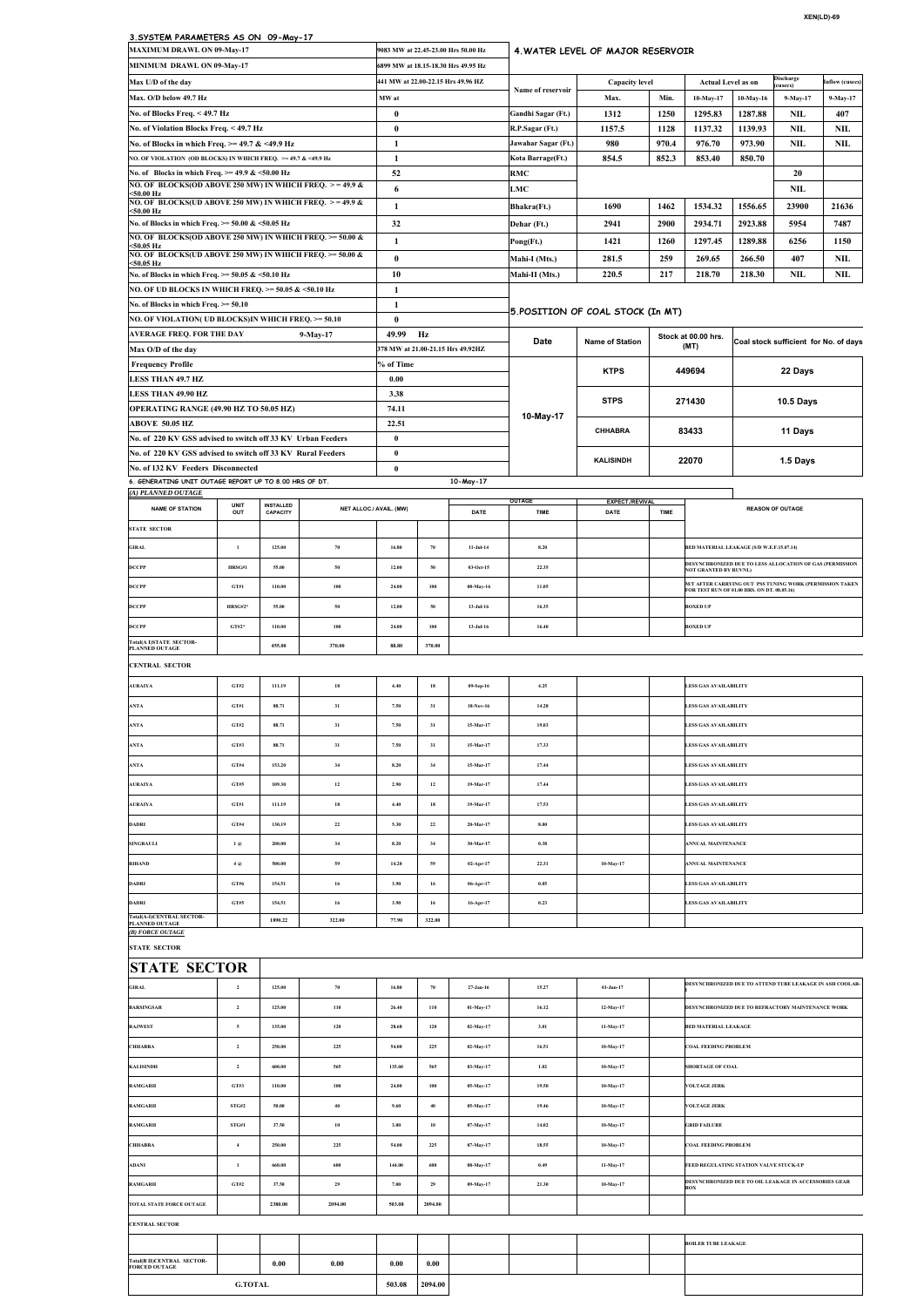XEN(LD)-69

### 3.SYSTEM PARAMETERS AS ON 09-May-17

| | |
|---|---|
| MAXIMUM DRAWL ON 09-May-17 | 9083 MW at 22.45-23.00 Hrs 50.00 Hz |
| MINIMUM DRAWL ON 09-May-17 | 6899 MW at 18.15-18.30 Hrs 49.95 Hz |
| Max U/D of the day | 441 MW at 22.00-22.15 Hrs 49.96 HZ |
| Max. O/D below 49.7 Hz | MW at |
| No. of Blocks Freq. < 49.7 Hz | 0 |
| No. of Violation Blocks Freq. < 49.7 Hz | 0 |
| No. of Blocks in which Freq. >= 49.7 & <49.9 Hz | 1 |
| NO. OF VIOLATION (OD BLOCKS) IN WHICH FREQ. >= 49.7 & <49.9 Hz | 1 |
| No. of Blocks in which Freq. >= 49.9 & <50.00 Hz | 52 |
| NO. OF BLOCKS(OD ABOVE 250 MW) IN WHICH FREQ. > = 49.9 & <50.00 Hz | 6 |
| NO. OF BLOCKS(UD ABOVE 250 MW) IN WHICH FREQ. > = 49.9 & <50.00 Hz | 1 |
| No. of Blocks in which Freq. >= 50.00 & <50.05 Hz | 32 |
| NO. OF BLOCKS(OD ABOVE 250 MW) IN WHICH FREQ. >= 50.00 & <50.05 Hz | 1 |
| NO. OF BLOCKS(UD ABOVE 250 MW) IN WHICH FREQ. >= 50.00 & <50.05 Hz | 0 |
| No. of Blocks in which Freq. >= 50.05 & <50.10 Hz | 10 |
| NO. OF UD BLOCKS IN WHICH FREQ. >= 50.05 & <50.10 Hz | 1 |
| No. of Blocks in which Freq. >= 50.10 | 1 |
| NO. OF VIOLATION( UD BLOCKS)IN WHICH FREQ. >= 50.10 | 0 |
| AVERAGE FREQ. FOR THE DAY 9-May-17 | 49.99 Hz |
| Max O/D of the day | 378 MW at 21.00-21.15 Hrs 49.92HZ |
| Frequency Profile | % of Time |
| LESS THAN 49.7 HZ | 0.00 |
| LESS THAN 49.90 HZ | 3.38 |
| OPERATING RANGE (49.90 HZ TO 50.05 HZ) | 74.11 |
| ABOVE 50.05 HZ | 22.51 |
| No. of 220 KV GSS advised to switch off 33 KV Urban Feeders | 0 |
| No. of 220 KV GSS advised to switch off 33 KV Rural Feeders | 0 |
| No. of 132 KV Feeders Disconnected | 0 |

### 4.WATER LEVEL OF MAJOR RESERVOIR

| Name of reservoir | Capacity level Max. | Min. | Actual Level as on 10-May-17 | 10-May-16 | Discharge (cusecs) 9-May-17 | Inflow (cusecs) 9-May-17 |
|---|---|---|---|---|---|---|
| Gandhi Sagar (Ft.) | 1312 | 1250 | 1295.83 | 1287.88 | NIL | 407 |
| R.P.Sagar (Ft.) | 1157.5 | 1128 | 1137.32 | 1139.93 | NIL | NIL |
| Jawahar Sagar (Ft.) | 980 | 970.4 | 976.70 | 973.90 | NIL | NIL |
| Kota Barrage(Ft.) | 854.5 | 852.3 | 853.40 | 850.70 | | |
| RMC | | | | | 20 | |
| LMC | | | | | NIL | |
| Bhakra(Ft.) | 1690 | 1462 | 1534.32 | 1556.65 | 23900 | 21636 |
| Dehar (Ft.) | 2941 | 2900 | 2934.71 | 2923.88 | 5954 | 7487 |
| Pong(Ft.) | 1421 | 1260 | 1297.45 | 1289.88 | 6256 | 1150 |
| Mahi-I (Mts.) | 281.5 | 259 | 269.65 | 266.50 | 407 | NIL |
| Mahi-II (Mts.) | 220.5 | 217 | 218.70 | 218.30 | NIL | NIL |

### 5.POSITION OF COAL STOCK (In MT)

| Date | Name of Station | Stock at 00.00 hrs. (MT) | Coal stock sufficient for No. of days |
|---|---|---|---|
| 10-May-17 | KTPS | 449694 | 22 Days |
| | STPS | 271430 | 10.5 Days |
| | CHHABRA | 83433 | 11 Days |
| | KALISINDH | 22070 | 1.5 Days |

### 6. GENERATING UNIT OUTAGE REPORT UP TO 8.00 HRS OF DT. 10-May-17

**(A) PLANNED OUTAGE**

| NAME OF STATION | UNIT OUT | INSTALLED CAPACITY | NET ALLOC./ AVAIL. (MW) | | | OUTAGE DATE | OUTAGE TIME | EXPECT./REVIVAL DATE | TIME | REASON OF OUTAGE |
|---|---|---|---|---|---|---|---|---|---|---|
| STATE SECTOR | | | | | | | | | | |
| GIRAL | 1 | 125.00 | 70 | 16.80 | 70 | 11-Jul-14 | 8.20 | | | BED MATERIAL LEAKAGE (S/D W.E.F.15.07.14) |
| DCCPP | HRSG#1 | 55.00 | 50 | 12.00 | 50 | 03-Oct-15 | 22.35 | | | DESYNCHRONIZED DUE TO LESS ALLOCATION OF GAS (PERMISSION NOT GRANTED BY RUVNL) |
| DCCPP | GT#1 | 110.00 | 100 | 24.00 | 100 | 08-May-16 | 11.05 | | | S/T AFTER CARRYING OUT PSS TUNING WORK (PERMISSION TAKEN FOR TEST RUN OF 01.00 HRS. ON DT. 08.05.16) |
| DCCPP | HRSG#2* | 55.00 | 50 | 12.00 | 50 | 13-Jul-16 | 16.35 | | | BOXED UP |
| DCCPP | GT#2* | 110.00 | 100 | 24.00 | 100 | 13-Jul-16 | 16.40 | | | BOXED UP |
| Total(A 1)STATE SECTOR-PLANNED OUTAGE | | 455.00 | 370.00 | 88.80 | 370.00 | | | | | |
| CENTRAL SECTOR | | | | | | | | | | |
| AURAIYA | GT#2 | 111.19 | 18 | 4.40 | 18 | 09-Sep-16 | 6.25 | | | LESS GAS AVAILABILITY |
| ANTA | GT#1 | 88.71 | 31 | 7.50 | 31 | 18-Nov-16 | 14.28 | | | LESS GAS AVAILABILITY |
| ANTA | GT#2 | 88.71 | 31 | 7.50 | 31 | 15-Mar-17 | 19.03 | | | LESS GAS AVAILABILITY |
| ANTA | GT#3 | 88.71 | 31 | 7.50 | 31 | 15-Mar-17 | 17.33 | | | LESS GAS AVAILABILITY |
| ANTA | GT#4 | 153.20 | 34 | 8.20 | 34 | 15-Mar-17 | 17.44 | | | LESS GAS AVAILABILITY |
| AURAIYA | GT#5 | 109.30 | 12 | 2.90 | 12 | 19-Mar-17 | 17.44 | | | LESS GAS AVAILABILITY |
| AURAIYA | GT#1 | 111.19 | 18 | 4.40 | 18 | 19-Mar-17 | 17.53 | | | LESS GAS AVAILABILITY |
| DADRI | GT#4 | 130.19 | 22 | 5.30 | 22 | 20-Mar-17 | 8.00 | | | LESS GAS AVAILABILITY |
| SINGRAULI | 1 @ | 200.00 | 34 | 8.20 | 34 | 30-Mar-17 | 0.38 | | | ANNUAL MAINTENANCE |
| RIHAND | 4 @ | 500.00 | 59 | 14.20 | 59 | 02-Apr-17 | 22.31 | 10-May-17 | | ANNUAL MAINTENANCE |
| DADRI | GT#6 | 154.51 | 16 | 3.90 | 16 | 06-Apr-17 | 0.05 | | | LESS GAS AVAILABILITY |
| DADRI | GT#5 | 154.51 | 16 | 3.90 | 16 | 16-Apr-17 | 0.23 | | | LESS GAS AVAILABILITY |
| Total(A-I)CENTRAL SECTOR-PLANNED OUTAGE | | 1890.22 | 322.00 | 77.90 | 322.00 | | | | | |

**(B) FORCE OUTAGE**

| NAME OF STATION | UNIT OUT | INSTALLED CAPACITY | NET ALLOC./ AVAIL. (MW) | | | OUTAGE DATE | OUTAGE TIME | EXPECT./REVIVAL DATE | TIME | REASON OF OUTAGE |
|---|---|---|---|---|---|---|---|---|---|---|
| STATE SECTOR | | | | | | | | | | |
| GIRAL | 2 | 125.00 | 70 | 16.80 | 70 | 27-Jan-16 | 15.27 | 01-Jun-17 | | DESYNCHRONIZED DUE TO ATTEND TUBE LEAKAGE IN ASH COOLAR-I |
| BARSINGSAR | 2 | 125.00 | 110 | 26.40 | 110 | 01-May-17 | 16.12 | 12-May-17 | | DESYNCHRONIZED DUE TO REFRACTORY MAINTENANCE WORK |
| RAJWEST | 5 | 135.00 | 120 | 28.68 | 120 | 02-May-17 | 3.01 | 11-May-17 | | BED MATERIAL LEAKAGE |
| CHHABRA | 2 | 250.00 | 225 | 54.00 | 225 | 02-May-17 | 16.51 | 10-May-17 | | COAL FEEDING PROBLEM |
| KALISINDH | 2 | 600.00 | 565 | 135.60 | 565 | 03-May-17 | 1.02 | 10-May-17 | | SHORTAGE OF COAL |
| RAMGARH | GT#3 | 110.00 | 100 | 24.00 | 100 | 05-May-17 | 19.50 | 10-May-17 | | VOLTAGE JERK |
| RAMGARH | STG#2 | 50.00 | 40 | 9.60 | 40 | 05-May-17 | 19.46 | 10-May-17 | | VOLTAGE JERK |
| RAMGARH | STG#1 | 37.50 | 10 | 3.00 | 10 | 07-May-17 | 14.02 | 10-May-17 | | GRID FAILURE |
| CHHABRA | 4 | 250.00 | 225 | 54.00 | 225 | 07-May-17 | 18.55 | 10-May-17 | | COAL FEEDING PROBLEM |
| ADANI | 1 | 660.00 | 600 | 144.00 | 600 | 08-May-17 | 0.49 | 11-May-17 | | FEED REGULATING STATION VALVE STUCK-UP |
| RAMGARH | GT#2 | 37.50 | 29 | 7.00 | 29 | 09-May-17 | 21.30 | 10-May-17 | | DESYNCHRONIZED DUE TO OIL LEAKAGE IN ACCESSORIES GEAR BOX |
| TOTAL STATE FORCE OUTAGE | | 2380.00 | 2094.00 | 503.08 | 2094.00 | | | | | |
| CENTRAL SECTOR | | | | | | | | | | |
| | | | | | | | | | | BOILER TUBE LEAKAGE |
| Total(B II)CENTRAL SECTOR-FORCED OUTAGE | | 0.00 | 0.00 | 0.00 | 0.00 | | | | | |
| G.TOTAL | | | | 503.08 | 2094.00 | | | | | |